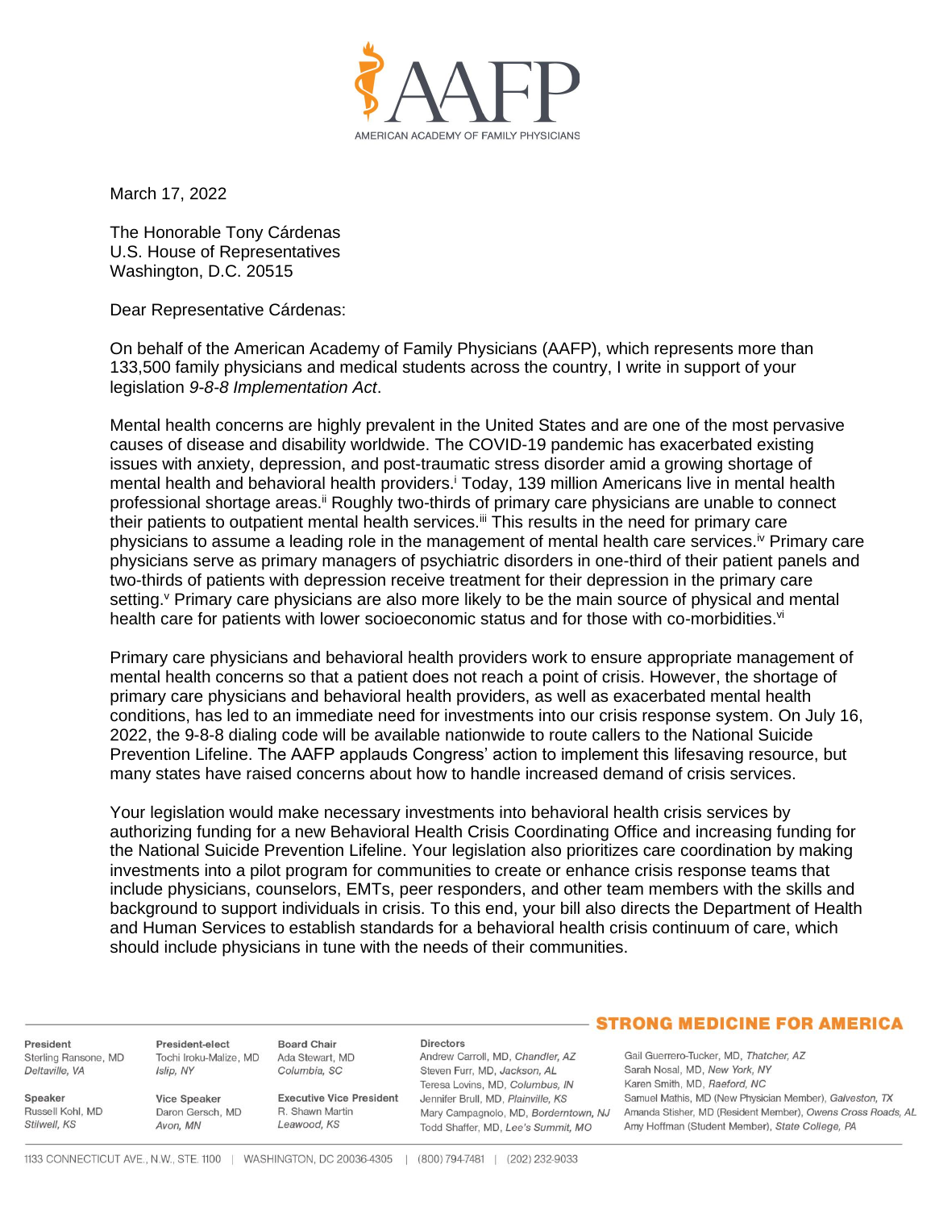AMERICAN ACADEMY OF FAMILY PHYSICIANS

March 17, 2022

The Honorable Tony Cárdenas
U.S. House of Representatives
Washington, D.C. 20515

Dear Representative Cárdenas:

On behalf of the American Academy of Family Physicians (AAFP), which represents more than 133,500 family physicians and medical students across the country, I write in support of your legislation *9-8-8 Implementation Act*.

Mental health concerns are highly prevalent in the United States and are one of the most pervasive causes of disease and disability worldwide. The COVID-19 pandemic has exacerbated existing issues with anxiety, depression, and post-traumatic stress disorder amid a growing shortage of mental health and behavioral health providers.[i] Today, 139 million Americans live in mental health professional shortage areas.[ii] Roughly two-thirds of primary care physicians are unable to connect their patients to outpatient mental health services.[iii] This results in the need for primary care physicians to assume a leading role in the management of mental health care services.[iv] Primary care physicians serve as primary managers of psychiatric disorders in one-third of their patient panels and two-thirds of patients with depression receive treatment for their depression in the primary care setting.[v] Primary care physicians are also more likely to be the main source of physical and mental health care for patients with lower socioeconomic status and for those with co-morbidities.[vi]

Primary care physicians and behavioral health providers work to ensure appropriate management of mental health concerns so that a patient does not reach a point of crisis. However, the shortage of primary care physicians and behavioral health providers, as well as exacerbated mental health conditions, has led to an immediate need for investments into our crisis response system. On July 16, 2022, the 9-8-8 dialing code will be available nationwide to route callers to the National Suicide Prevention Lifeline. The AAFP applauds Congress' action to implement this lifesaving resource, but many states have raised concerns about how to handle increased demand of crisis services.

Your legislation would make necessary investments into behavioral health crisis services by authorizing funding for a new Behavioral Health Crisis Coordinating Office and increasing funding for the National Suicide Prevention Lifeline. Your legislation also prioritizes care coordination by making investments into a pilot program for communities to create or enhance crisis response teams that include physicians, counselors, EMTs, peer responders, and other team members with the skills and background to support individuals in crisis. To this end, your bill also directs the Department of Health and Human Services to establish standards for a behavioral health crisis continuum of care, which should include physicians in tune with the needs of their communities.

**STRONG MEDICINE FOR AMERICA**

**President**
Sterling Ransone, MD
*Deltaville, VA*

**Speaker**
Russell Kohl, MD
*Stilwell, KS*

**President-elect**
Tochi Iroku-Malize, MD
*Islip, NY*

**Vice Speaker**
Daron Gersch, MD
*Avon, MN*

**Board Chair**
Ada Stewart, MD
*Columbia, SC*

**Executive Vice President**
R. Shawn Martin
*Leawood, KS*

**Directors**
Andrew Carroll, MD, *Chandler, AZ*
Steven Furr, MD, *Jackson, AL*
Teresa Lovins, MD, *Columbus, IN*
Jennifer Brull, MD, *Plainville, KS*
Mary Campagnolo, MD, *Borderntown, NJ*
Todd Shaffer, MD, *Lee's Summit, MO*
Gail Guerrero-Tucker, MD, *Thatcher, AZ*
Sarah Nosal, MD, *New York, NY*
Karen Smith, MD, *Raeford, NC*
Samuel Mathis, MD (New Physician Member), *Galveston, TX*
Amanda Stisher, MD (Resident Member), *Owens Cross Roads, AL*
Amy Hoffman (Student Member), *State College, PA*

1133 CONNECTICUT AVE., N.W., STE. 1100 | WASHINGTON, DC 20036-4305 | (800) 794-7481 | (202) 232-9033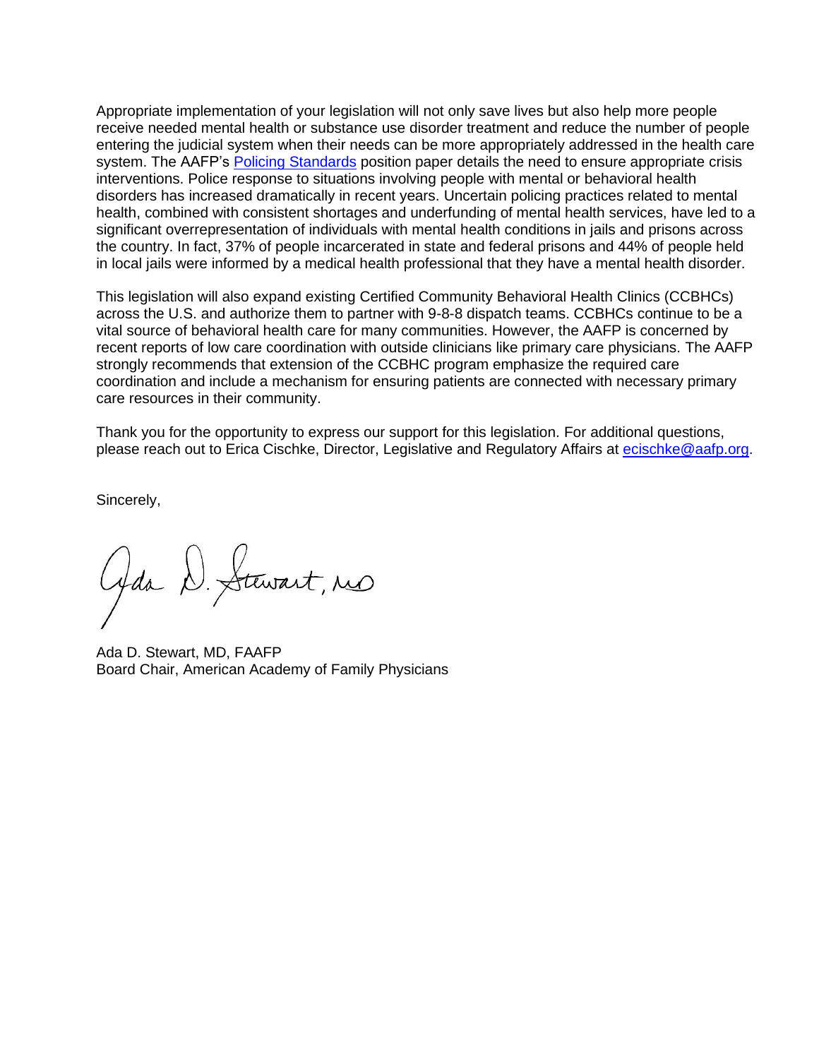Appropriate implementation of your legislation will not only save lives but also help more people receive needed mental health or substance use disorder treatment and reduce the number of people entering the judicial system when their needs can be more appropriately addressed in the health care system. The AAFP's [Policing Standards] position paper details the need to ensure appropriate crisis interventions. Police response to situations involving people with mental or behavioral health disorders has increased dramatically in recent years. Uncertain policing practices related to mental health, combined with consistent shortages and underfunding of mental health services, have led to a significant overrepresentation of individuals with mental health conditions in jails and prisons across the country. In fact, 37% of people incarcerated in state and federal prisons and 44% of people held in local jails were informed by a medical health professional that they have a mental health disorder.

This legislation will also expand existing Certified Community Behavioral Health Clinics (CCBHCs) across the U.S. and authorize them to partner with 9-8-8 dispatch teams. CCBHCs continue to be a vital source of behavioral health care for many communities. However, the AAFP is concerned by recent reports of low care coordination with outside clinicians like primary care physicians. The AAFP strongly recommends that extension of the CCBHC program emphasize the required care coordination and include a mechanism for ensuring patients are connected with necessary primary care resources in their community.

Thank you for the opportunity to express our support for this legislation. For additional questions, please reach out to Erica Cischke, Director, Legislative and Regulatory Affairs at ecischke@aafp.org.

Sincerely,

Ada D. Stewart, MD

Ada D. Stewart, MD, FAAFP
Board Chair, American Academy of Family Physicians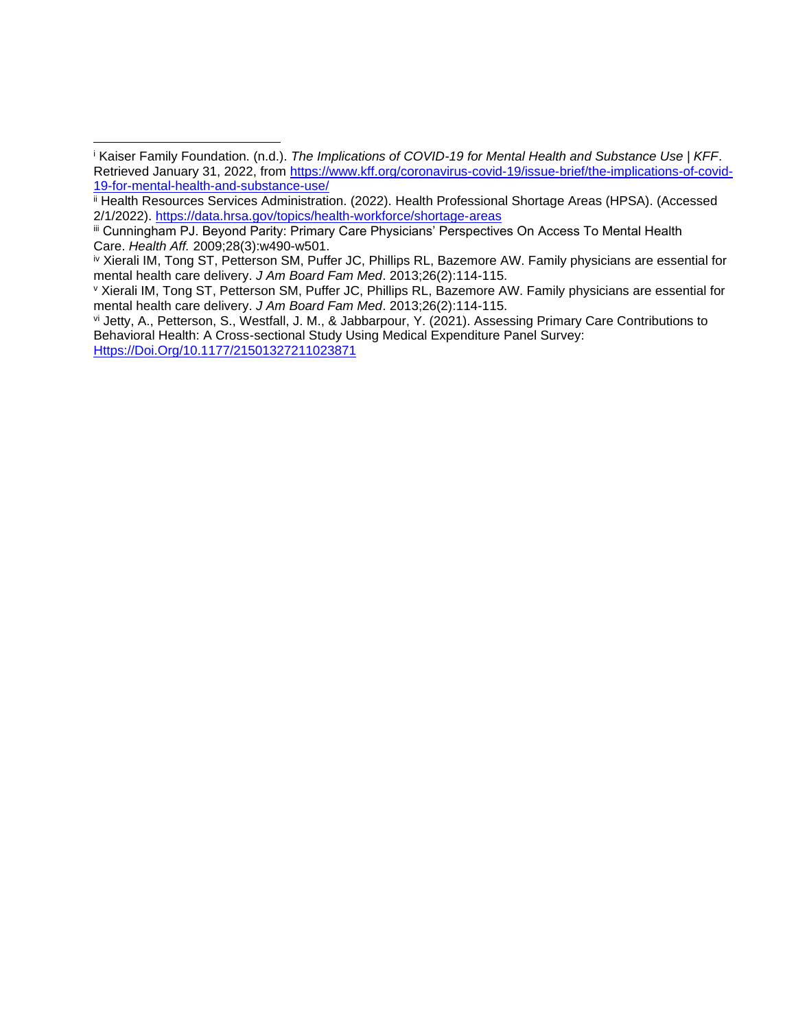[i] Kaiser Family Foundation. (n.d.). *The Implications of COVID-19 for Mental Health and Substance Use | KFF*. Retrieved January 31, 2022, from https://www.kff.org/coronavirus-covid-19/issue-brief/the-implications-of-covid-19-for-mental-health-and-substance-use/

[ii] Health Resources Services Administration. (2022). Health Professional Shortage Areas (HPSA). (Accessed 2/1/2022). https://data.hrsa.gov/topics/health-workforce/shortage-areas

[iii] Cunningham PJ. Beyond Parity: Primary Care Physicians' Perspectives On Access To Mental Health Care. *Health Aff.* 2009;28(3):w490-w501.

[iv] Xierali IM, Tong ST, Petterson SM, Puffer JC, Phillips RL, Bazemore AW. Family physicians are essential for mental health care delivery. *J Am Board Fam Med*. 2013;26(2):114-115.

[v] Xierali IM, Tong ST, Petterson SM, Puffer JC, Phillips RL, Bazemore AW. Family physicians are essential for mental health care delivery. *J Am Board Fam Med*. 2013;26(2):114-115.

[vi] Jetty, A., Petterson, S., Westfall, J. M., & Jabbarpour, Y. (2021). Assessing Primary Care Contributions to Behavioral Health: A Cross-sectional Study Using Medical Expenditure Panel Survey: Https://Doi.Org/10.1177/21501327211023871